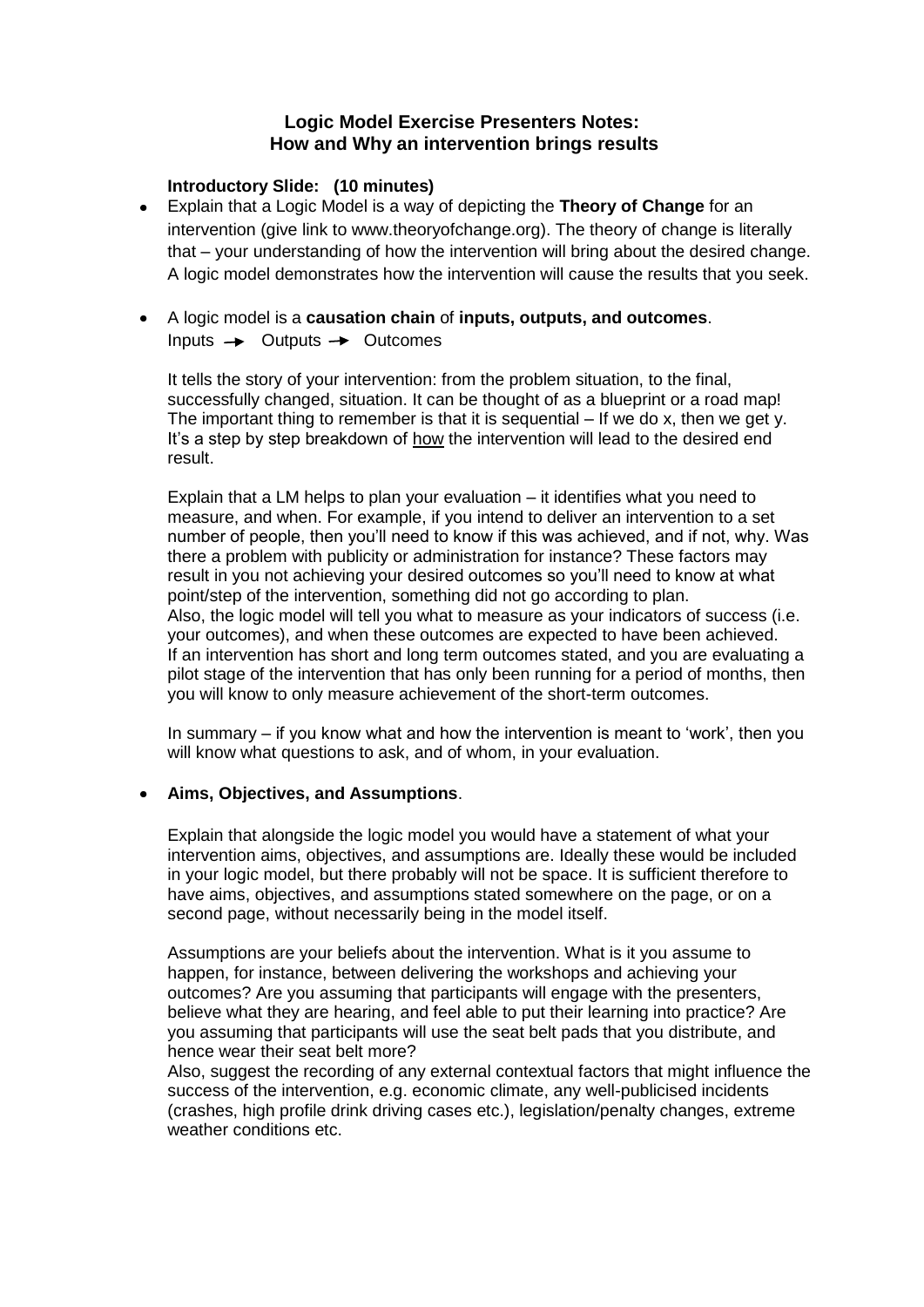## Logic Model Exercise Presenters Notes: How and Why an intervention brings results

**Introductory Slide: (10 minutes)**

- Explain that a Logic Model is a way of depicting the **Theory of Change** for an intervention (give link to www.theoryofchange.org). The theory of change is literally that – your understanding of how the intervention will bring about the desired change. A logic model demonstrates how the intervention will cause the results that you seek.

- A logic model is a **causation chain** of **inputs, outputs, and outcomes**.
  Inputs → Outputs → Outcomes

  It tells the story of your intervention: from the problem situation, to the final, successfully changed, situation. It can be thought of as a blueprint or a road map! The important thing to remember is that it is sequential – If we do x, then we get y. It's a step by step breakdown of <u>how</u> the intervention will lead to the desired end result.

  Explain that a LM helps to plan your evaluation – it identifies what you need to measure, and when. For example, if you intend to deliver an intervention to a set number of people, then you'll need to know if this was achieved, and if not, why. Was there a problem with publicity or administration for instance? These factors may result in you not achieving your desired outcomes so you'll need to know at what point/step of the intervention, something did not go according to plan.
  Also, the logic model will tell you what to measure as your indicators of success (i.e. your outcomes), and when these outcomes are expected to have been achieved. If an intervention has short and long term outcomes stated, and you are evaluating a pilot stage of the intervention that has only been running for a period of months, then you will know to only measure achievement of the short-term outcomes.

  In summary – if you know what and how the intervention is meant to 'work', then you will know what questions to ask, and of whom, in your evaluation.

- **Aims, Objectives, and Assumptions**.

  Explain that alongside the logic model you would have a statement of what your intervention aims, objectives, and assumptions are. Ideally these would be included in your logic model, but there probably will not be space. It is sufficient therefore to have aims, objectives, and assumptions stated somewhere on the page, or on a second page, without necessarily being in the model itself.

  Assumptions are your beliefs about the intervention. What is it you assume to happen, for instance, between delivering the workshops and achieving your outcomes? Are you assuming that participants will engage with the presenters, believe what they are hearing, and feel able to put their learning into practice? Are you assuming that participants will use the seat belt pads that you distribute, and hence wear their seat belt more?
  Also, suggest the recording of any external contextual factors that might influence the success of the intervention, e.g. economic climate, any well-publicised incidents (crashes, high profile drink driving cases etc.), legislation/penalty changes, extreme weather conditions etc.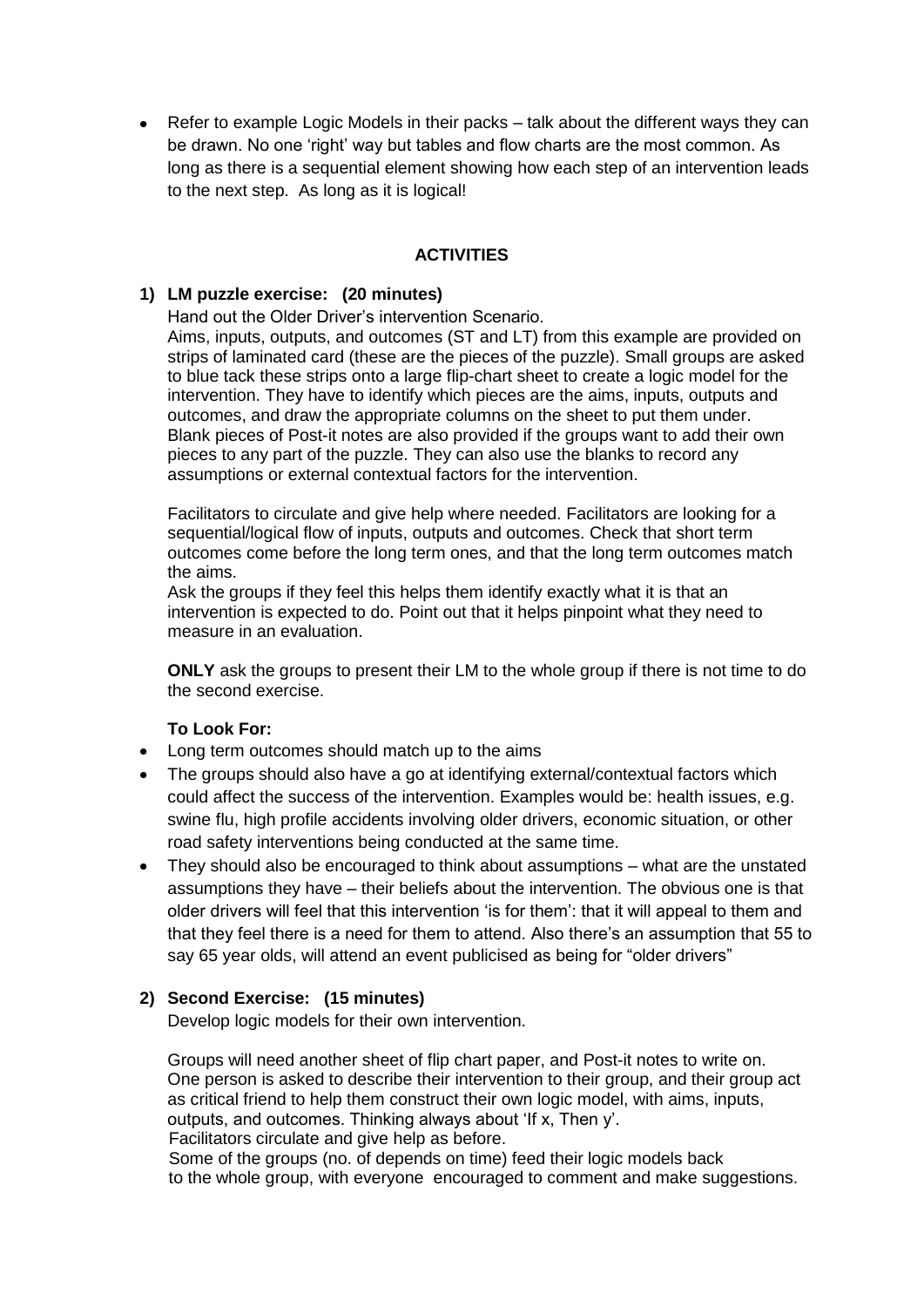- Refer to example Logic Models in their packs – talk about the different ways they can be drawn. No one 'right' way but tables and flow charts are the most common. As long as there is a sequential element showing how each step of an intervention leads to the next step. As long as it is logical!

**ACTIVITIES**

**1) LM puzzle exercise: (20 minutes)**

Hand out the Older Driver's intervention Scenario.
Aims, inputs, outputs, and outcomes (ST and LT) from this example are provided on strips of laminated card (these are the pieces of the puzzle). Small groups are asked to blue tack these strips onto a large flip-chart sheet to create a logic model for the intervention. They have to identify which pieces are the aims, inputs, outputs and outcomes, and draw the appropriate columns on the sheet to put them under. Blank pieces of Post-it notes are also provided if the groups want to add their own pieces to any part of the puzzle. They can also use the blanks to record any assumptions or external contextual factors for the intervention.

Facilitators to circulate and give help where needed. Facilitators are looking for a sequential/logical flow of inputs, outputs and outcomes. Check that short term outcomes come before the long term ones, and that the long term outcomes match the aims.
Ask the groups if they feel this helps them identify exactly what it is that an intervention is expected to do. Point out that it helps pinpoint what they need to measure in an evaluation.

**ONLY** ask the groups to present their LM to the whole group if there is not time to do the second exercise.

**To Look For:**

- Long term outcomes should match up to the aims
- The groups should also have a go at identifying external/contextual factors which could affect the success of the intervention. Examples would be: health issues, e.g. swine flu, high profile accidents involving older drivers, economic situation, or other road safety interventions being conducted at the same time.
- They should also be encouraged to think about assumptions – what are the unstated assumptions they have – their beliefs about the intervention. The obvious one is that older drivers will feel that this intervention 'is for them': that it will appeal to them and that they feel there is a need for them to attend. Also there's an assumption that 55 to say 65 year olds, will attend an event publicised as being for "older drivers"

**2) Second Exercise: (15 minutes)**

Develop logic models for their own intervention.

Groups will need another sheet of flip chart paper, and Post-it notes to write on. One person is asked to describe their intervention to their group, and their group act as critical friend to help them construct their own logic model, with aims, inputs, outputs, and outcomes. Thinking always about 'If x, Then y'.
Facilitators circulate and give help as before.
Some of the groups (no. of depends on time) feed their logic models back to the whole group, with everyone encouraged to comment and make suggestions.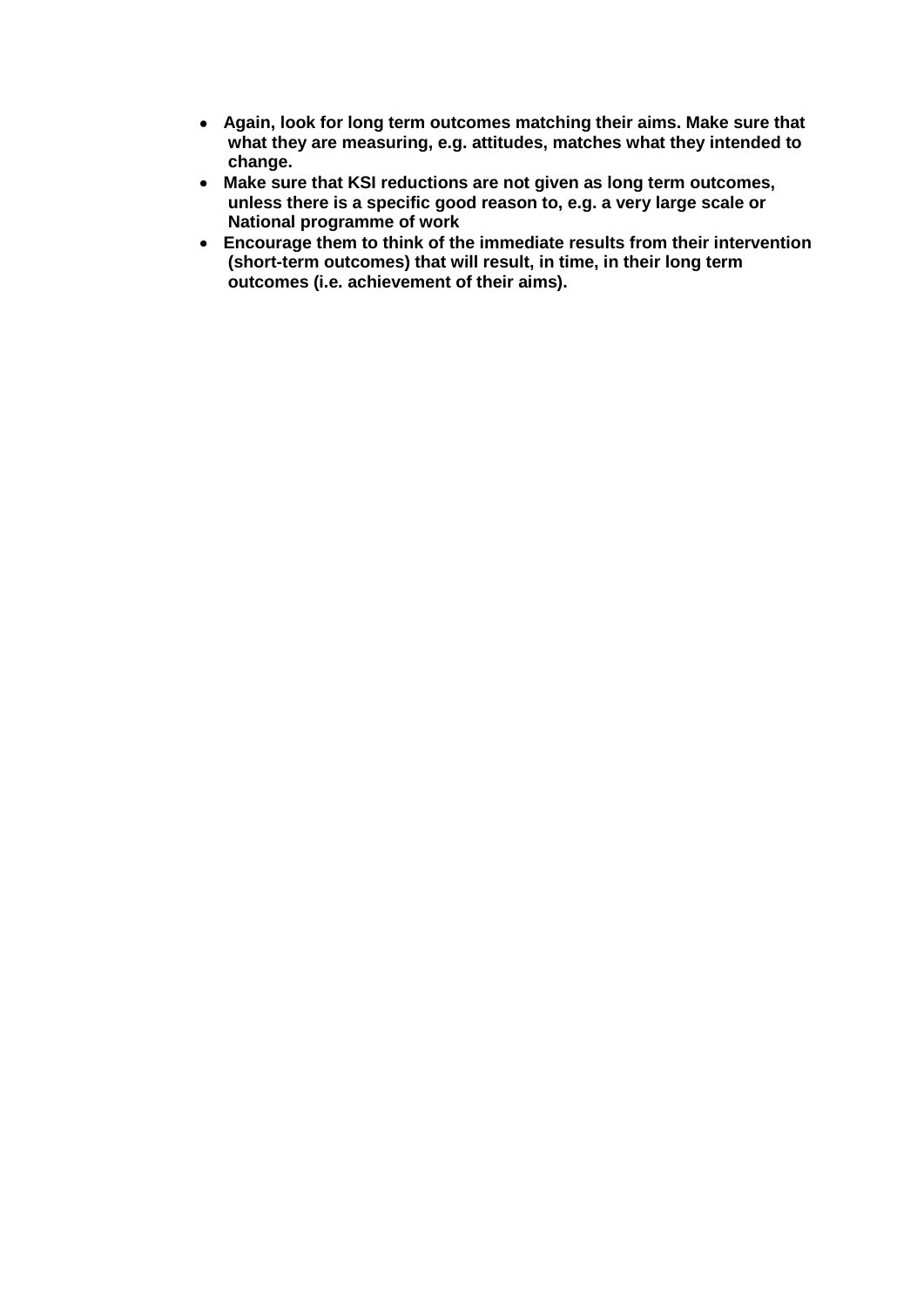- **Again, look for long term outcomes matching their aims. Make sure that what they are measuring, e.g. attitudes, matches what they intended to change.**
- **Make sure that KSI reductions are not given as long term outcomes, unless there is a specific good reason to, e.g. a very large scale or National programme of work**
- **Encourage them to think of the immediate results from their intervention (short-term outcomes) that will result, in time, in their long term outcomes (i.e. achievement of their aims).**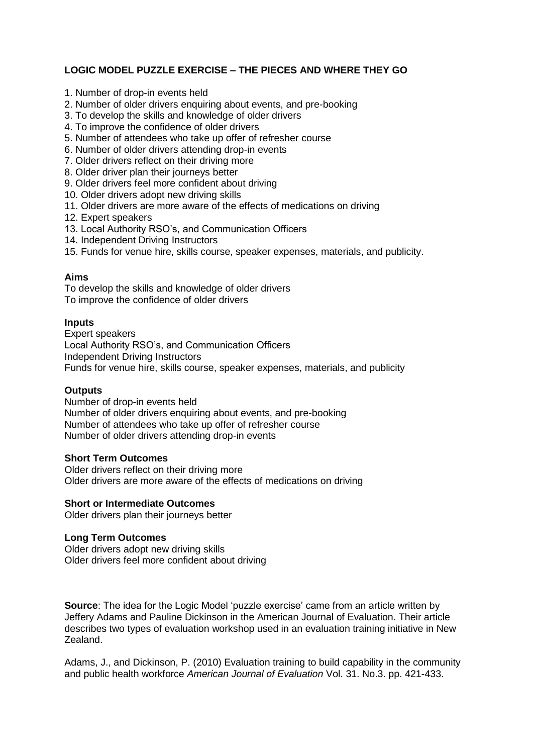**LOGIC MODEL PUZZLE EXERCISE – THE PIECES AND WHERE THEY GO**

1. Number of drop-in events held
2. Number of older drivers enquiring about events, and pre-booking
3. To develop the skills and knowledge of older drivers
4. To improve the confidence of older drivers
5. Number of attendees who take up offer of refresher course
6. Number of older drivers attending drop-in events
7. Older drivers reflect on their driving more
8. Older driver plan their journeys better
9. Older drivers feel more confident about driving
10. Older drivers adopt new driving skills
11. Older drivers are more aware of the effects of medications on driving
12. Expert speakers
13. Local Authority RSO's, and Communication Officers
14. Independent Driving Instructors
15. Funds for venue hire, skills course, speaker expenses, materials, and publicity.

**Aims**

To develop the skills and knowledge of older drivers
To improve the confidence of older drivers

**Inputs**

Expert speakers
Local Authority RSO's, and Communication Officers
Independent Driving Instructors
Funds for venue hire, skills course, speaker expenses, materials, and publicity

**Outputs**

Number of drop-in events held
Number of older drivers enquiring about events, and pre-booking
Number of attendees who take up offer of refresher course
Number of older drivers attending drop-in events

**Short Term Outcomes**

Older drivers reflect on their driving more
Older drivers are more aware of the effects of medications on driving

**Short or Intermediate Outcomes**

Older drivers plan their journeys better

**Long Term Outcomes**

Older drivers adopt new driving skills
Older drivers feel more confident about driving

**Source**: The idea for the Logic Model 'puzzle exercise' came from an article written by Jeffery Adams and Pauline Dickinson in the American Journal of Evaluation. Their article describes two types of evaluation workshop used in an evaluation training initiative in New Zealand.

Adams, J., and Dickinson, P. (2010) Evaluation training to build capability in the community and public health workforce *American Journal of Evaluation* Vol. 31. No.3. pp. 421-433.